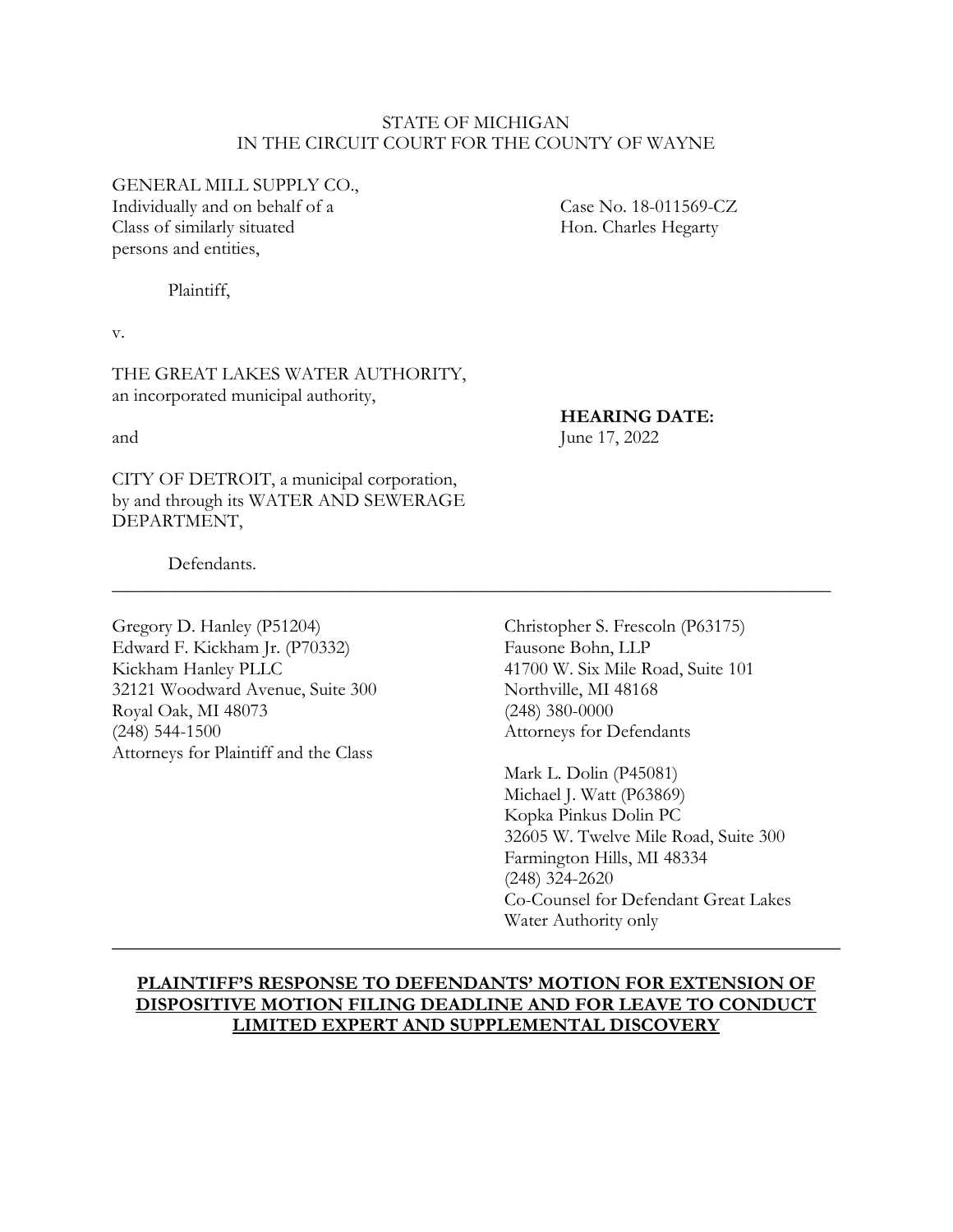STATE OF MICHIGAN
IN THE CIRCUIT COURT FOR THE COUNTY OF WAYNE

GENERAL MILL SUPPLY CO.,
Individually and on behalf of a
Class of similarly situated
persons and entities,

Plaintiff,

v.

THE GREAT LAKES WATER AUTHORITY,
an incorporated municipal authority,

and

CITY OF DETROIT, a municipal corporation,
by and through its WATER AND SEWERAGE
DEPARTMENT,

Defendants.

Case No. 18-011569-CZ
Hon. Charles Hegarty

**HEARING DATE:**
June 17, 2022

---

Gregory D. Hanley (P51204)
Edward F. Kickham Jr. (P70332)
Kickham Hanley PLLC
32121 Woodward Avenue, Suite 300
Royal Oak, MI 48073
(248) 544-1500
Attorneys for Plaintiff and the Class

Christopher S. Frescoln (P63175)
Fausone Bohn, LLP
41700 W. Six Mile Road, Suite 101
Northville, MI 48168
(248) 380-0000
Attorneys for Defendants

Mark L. Dolin (P45081)
Michael J. Watt (P63869)
Kopka Pinkus Dolin PC
32605 W. Twelve Mile Road, Suite 300
Farmington Hills, MI 48334
(248) 324-2620
Co-Counsel for Defendant Great Lakes Water Authority only

---

**PLAINTIFF'S RESPONSE TO DEFENDANTS' MOTION FOR EXTENSION OF DISPOSITIVE MOTION FILING DEADLINE AND FOR LEAVE TO CONDUCT LIMITED EXPERT AND SUPPLEMENTAL DISCOVERY**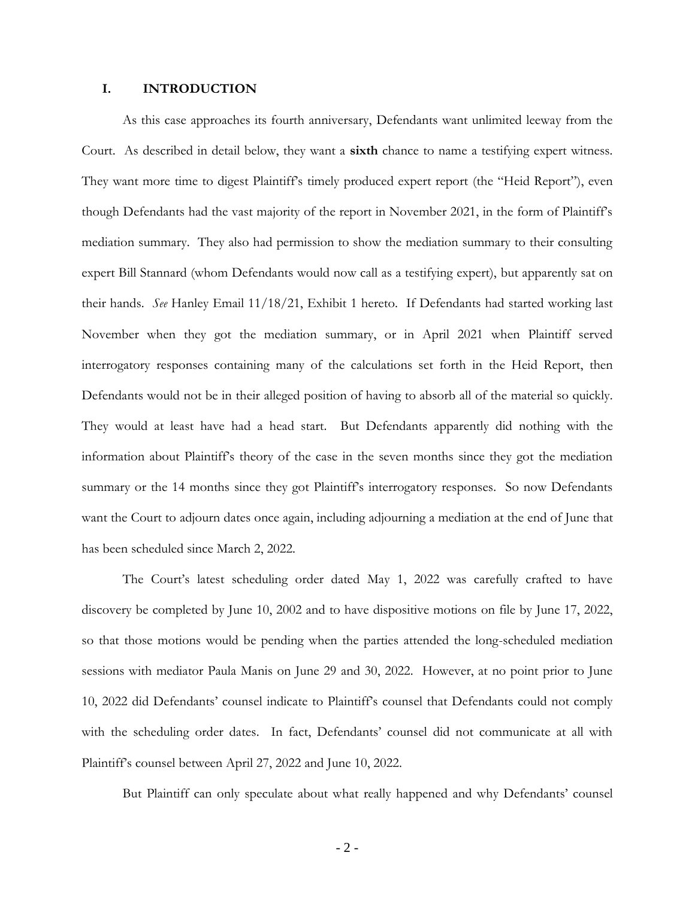## I. INTRODUCTION

As this case approaches its fourth anniversary, Defendants want unlimited leeway from the Court. As described in detail below, they want a **sixth** chance to name a testifying expert witness. They want more time to digest Plaintiff's timely produced expert report (the "Heid Report"), even though Defendants had the vast majority of the report in November 2021, in the form of Plaintiff's mediation summary. They also had permission to show the mediation summary to their consulting expert Bill Stannard (whom Defendants would now call as a testifying expert), but apparently sat on their hands. *See* Hanley Email 11/18/21, Exhibit 1 hereto. If Defendants had started working last November when they got the mediation summary, or in April 2021 when Plaintiff served interrogatory responses containing many of the calculations set forth in the Heid Report, then Defendants would not be in their alleged position of having to absorb all of the material so quickly. They would at least have had a head start. But Defendants apparently did nothing with the information about Plaintiff's theory of the case in the seven months since they got the mediation summary or the 14 months since they got Plaintiff's interrogatory responses. So now Defendants want the Court to adjourn dates once again, including adjourning a mediation at the end of June that has been scheduled since March 2, 2022.

The Court's latest scheduling order dated May 1, 2022 was carefully crafted to have discovery be completed by June 10, 2002 and to have dispositive motions on file by June 17, 2022, so that those motions would be pending when the parties attended the long-scheduled mediation sessions with mediator Paula Manis on June 29 and 30, 2022. However, at no point prior to June 10, 2022 did Defendants' counsel indicate to Plaintiff's counsel that Defendants could not comply with the scheduling order dates. In fact, Defendants' counsel did not communicate at all with Plaintiff's counsel between April 27, 2022 and June 10, 2022.

But Plaintiff can only speculate about what really happened and why Defendants' counsel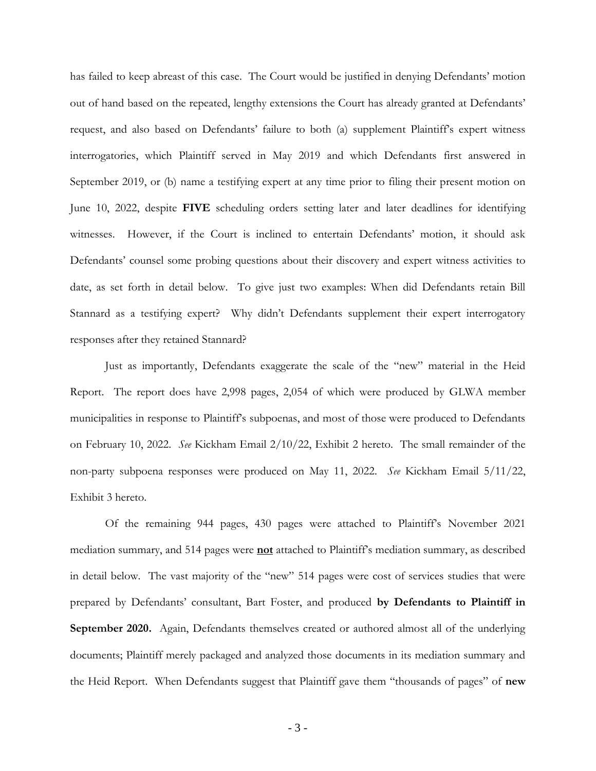has failed to keep abreast of this case. The Court would be justified in denying Defendants' motion out of hand based on the repeated, lengthy extensions the Court has already granted at Defendants' request, and also based on Defendants' failure to both (a) supplement Plaintiff's expert witness interrogatories, which Plaintiff served in May 2019 and which Defendants first answered in September 2019, or (b) name a testifying expert at any time prior to filing their present motion on June 10, 2022, despite **FIVE** scheduling orders setting later and later deadlines for identifying witnesses. However, if the Court is inclined to entertain Defendants' motion, it should ask Defendants' counsel some probing questions about their discovery and expert witness activities to date, as set forth in detail below. To give just two examples: When did Defendants retain Bill Stannard as a testifying expert? Why didn't Defendants supplement their expert interrogatory responses after they retained Stannard?

Just as importantly, Defendants exaggerate the scale of the "new" material in the Heid Report. The report does have 2,998 pages, 2,054 of which were produced by GLWA member municipalities in response to Plaintiff's subpoenas, and most of those were produced to Defendants on February 10, 2022. *See* Kickham Email 2/10/22, Exhibit 2 hereto. The small remainder of the non-party subpoena responses were produced on May 11, 2022. *See* Kickham Email 5/11/22, Exhibit 3 hereto.

Of the remaining 944 pages, 430 pages were attached to Plaintiff's November 2021 mediation summary, and 514 pages were **not** attached to Plaintiff's mediation summary, as described in detail below. The vast majority of the "new" 514 pages were cost of services studies that were prepared by Defendants' consultant, Bart Foster, and produced **by Defendants to Plaintiff in September 2020.** Again, Defendants themselves created or authored almost all of the underlying documents; Plaintiff merely packaged and analyzed those documents in its mediation summary and the Heid Report. When Defendants suggest that Plaintiff gave them "thousands of pages" of **new**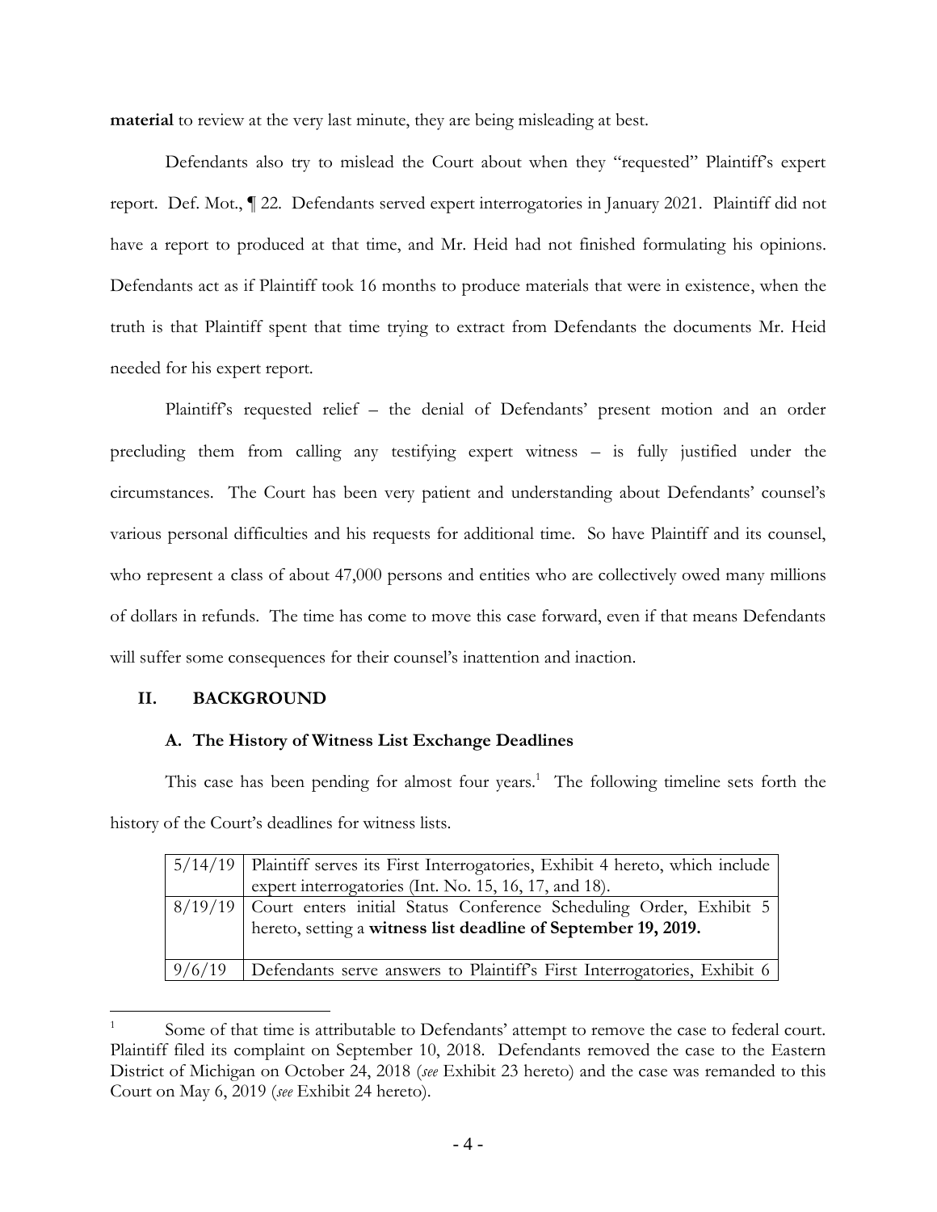**material** to review at the very last minute, they are being misleading at best.

Defendants also try to mislead the Court about when they "requested" Plaintiff's expert report. Def. Mot., ¶ 22. Defendants served expert interrogatories in January 2021. Plaintiff did not have a report to produced at that time, and Mr. Heid had not finished formulating his opinions. Defendants act as if Plaintiff took 16 months to produce materials that were in existence, when the truth is that Plaintiff spent that time trying to extract from Defendants the documents Mr. Heid needed for his expert report.

Plaintiff's requested relief – the denial of Defendants' present motion and an order precluding them from calling any testifying expert witness – is fully justified under the circumstances. The Court has been very patient and understanding about Defendants' counsel's various personal difficulties and his requests for additional time. So have Plaintiff and its counsel, who represent a class of about 47,000 persons and entities who are collectively owed many millions of dollars in refunds. The time has come to move this case forward, even if that means Defendants will suffer some consequences for their counsel's inattention and inaction.

## II. BACKGROUND

### A. The History of Witness List Exchange Deadlines

This case has been pending for almost four years.[1] The following timeline sets forth the history of the Court's deadlines for witness lists.

| | |
|---|---|
| 5/14/19 | Plaintiff serves its First Interrogatories, Exhibit 4 hereto, which include expert interrogatories (Int. No. 15, 16, 17, and 18). |
| 8/19/19 | Court enters initial Status Conference Scheduling Order, Exhibit 5 hereto, setting a **witness list deadline of September 19, 2019.** |
| 9/6/19 | Defendants serve answers to Plaintiff's First Interrogatories, Exhibit 6 |

[1] Some of that time is attributable to Defendants' attempt to remove the case to federal court. Plaintiff filed its complaint on September 10, 2018. Defendants removed the case to the Eastern District of Michigan on October 24, 2018 (*see* Exhibit 23 hereto) and the case was remanded to this Court on May 6, 2019 (*see* Exhibit 24 hereto).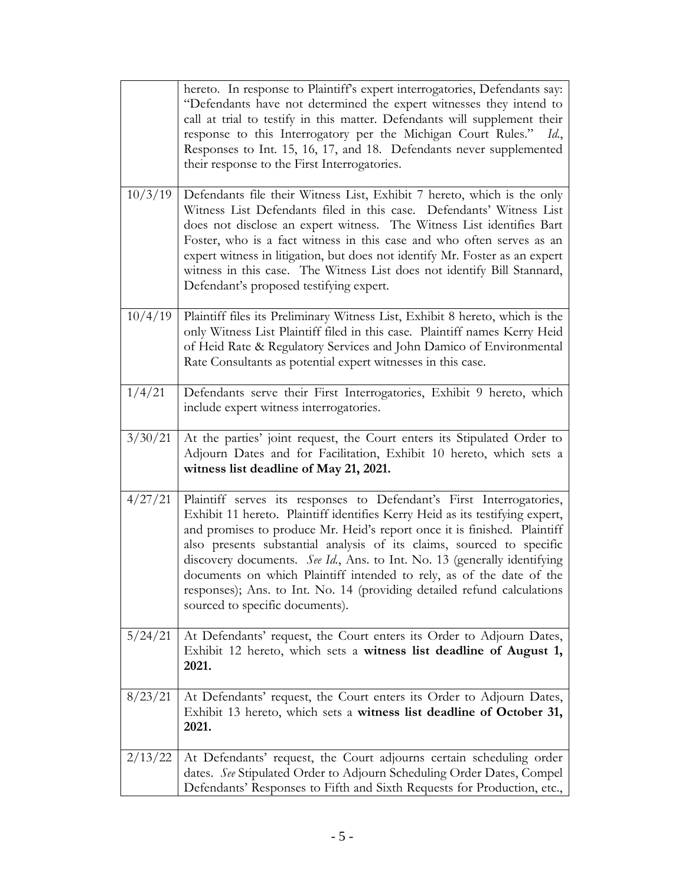| | |
|---|---|
| | hereto. In response to Plaintiff's expert interrogatories, Defendants say: "Defendants have not determined the expert witnesses they intend to call at trial to testify in this matter. Defendants will supplement their response to this Interrogatory per the Michigan Court Rules." *Id.*, Responses to Int. 15, 16, 17, and 18. Defendants never supplemented their response to the First Interrogatories. |
| 10/3/19 | Defendants file their Witness List, Exhibit 7 hereto, which is the only Witness List Defendants filed in this case. Defendants' Witness List does not disclose an expert witness. The Witness List identifies Bart Foster, who is a fact witness in this case and who often serves as an expert witness in litigation, but does not identify Mr. Foster as an expert witness in this case. The Witness List does not identify Bill Stannard, Defendant's proposed testifying expert. |
| 10/4/19 | Plaintiff files its Preliminary Witness List, Exhibit 8 hereto, which is the only Witness List Plaintiff filed in this case. Plaintiff names Kerry Heid of Heid Rate & Regulatory Services and John Damico of Environmental Rate Consultants as potential expert witnesses in this case. |
| 1/4/21 | Defendants serve their First Interrogatories, Exhibit 9 hereto, which include expert witness interrogatories. |
| 3/30/21 | At the parties' joint request, the Court enters its Stipulated Order to Adjourn Dates and for Facilitation, Exhibit 10 hereto, which sets a **witness list deadline of May 21, 2021.** |
| 4/27/21 | Plaintiff serves its responses to Defendant's First Interrogatories, Exhibit 11 hereto. Plaintiff identifies Kerry Heid as its testifying expert, and promises to produce Mr. Heid's report once it is finished. Plaintiff also presents substantial analysis of its claims, sourced to specific discovery documents. *See Id.*, Ans. to Int. No. 13 (generally identifying documents on which Plaintiff intended to rely, as of the date of the responses); Ans. to Int. No. 14 (providing detailed refund calculations sourced to specific documents). |
| 5/24/21 | At Defendants' request, the Court enters its Order to Adjourn Dates, Exhibit 12 hereto, which sets a **witness list deadline of August 1, 2021.** |
| 8/23/21 | At Defendants' request, the Court enters its Order to Adjourn Dates, Exhibit 13 hereto, which sets a **witness list deadline of October 31, 2021.** |
| 2/13/22 | At Defendants' request, the Court adjourns certain scheduling order dates. *See* Stipulated Order to Adjourn Scheduling Order Dates, Compel Defendants' Responses to Fifth and Sixth Requests for Production, etc., |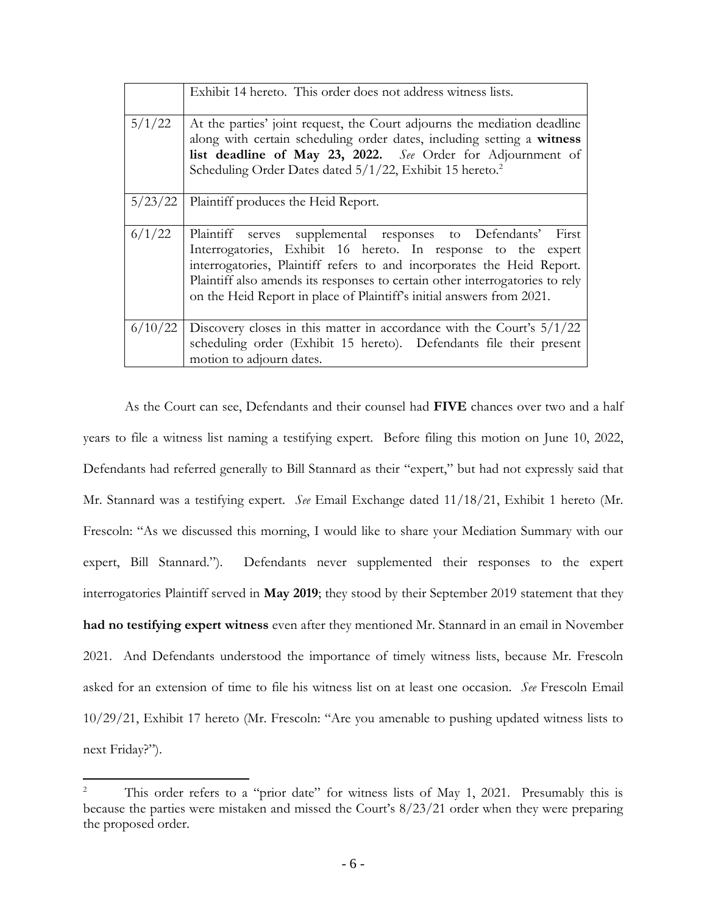| | |
|---|---|
| | Exhibit 14 hereto. This order does not address witness lists. |
| 5/1/22 | At the parties' joint request, the Court adjourns the mediation deadline along with certain scheduling order dates, including setting a **witness list deadline of May 23, 2022.** *See* Order for Adjournment of Scheduling Order Dates dated 5/1/22, Exhibit 15 hereto.[2] |
| 5/23/22 | Plaintiff produces the Heid Report. |
| 6/1/22 | Plaintiff serves supplemental responses to Defendants' First Interrogatories, Exhibit 16 hereto. In response to the expert interrogatories, Plaintiff refers to and incorporates the Heid Report. Plaintiff also amends its responses to certain other interrogatories to rely on the Heid Report in place of Plaintiff's initial answers from 2021. |
| 6/10/22 | Discovery closes in this matter in accordance with the Court's 5/1/22 scheduling order (Exhibit 15 hereto). Defendants file their present motion to adjourn dates. |

As the Court can see, Defendants and their counsel had **FIVE** chances over two and a half years to file a witness list naming a testifying expert. Before filing this motion on June 10, 2022, Defendants had referred generally to Bill Stannard as their "expert," but had not expressly said that Mr. Stannard was a testifying expert. *See* Email Exchange dated 11/18/21, Exhibit 1 hereto (Mr. Frescoln: "As we discussed this morning, I would like to share your Mediation Summary with our expert, Bill Stannard."). Defendants never supplemented their responses to the expert interrogatories Plaintiff served in **May 2019**; they stood by their September 2019 statement that they **had no testifying expert witness** even after they mentioned Mr. Stannard in an email in November 2021. And Defendants understood the importance of timely witness lists, because Mr. Frescoln asked for an extension of time to file his witness list on at least one occasion. *See* Frescoln Email 10/29/21, Exhibit 17 hereto (Mr. Frescoln: "Are you amenable to pushing updated witness lists to next Friday?").

---

[2] This order refers to a "prior date" for witness lists of May 1, 2021. Presumably this is because the parties were mistaken and missed the Court's 8/23/21 order when they were preparing the proposed order.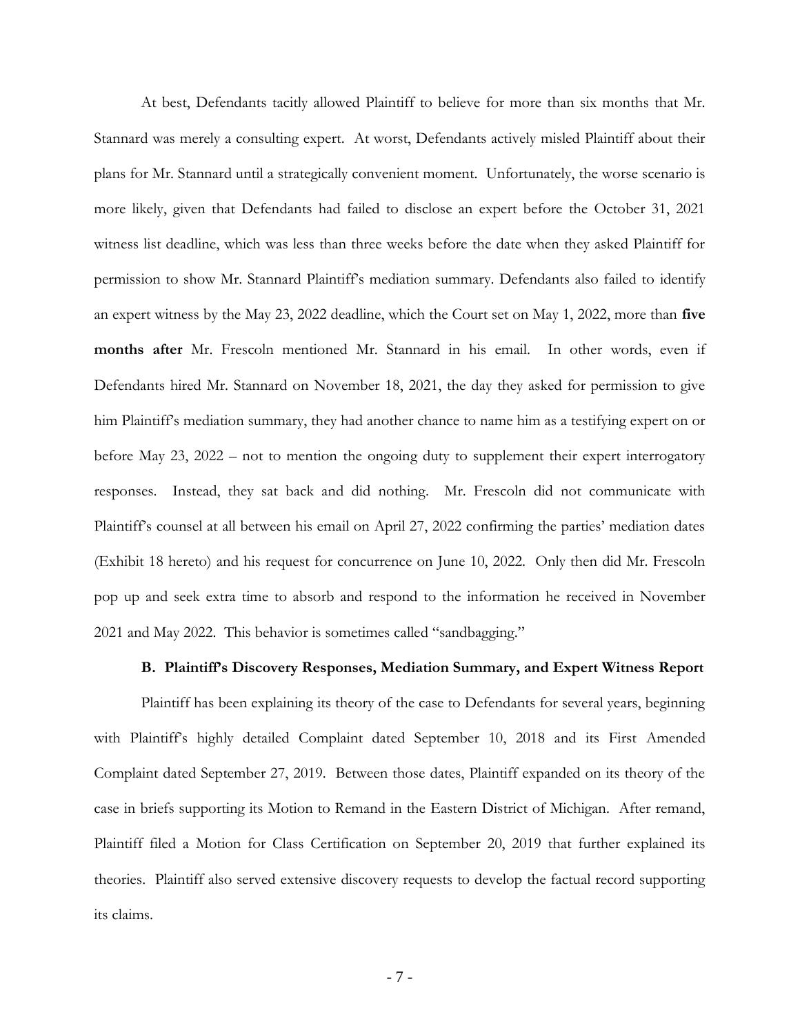At best, Defendants tacitly allowed Plaintiff to believe for more than six months that Mr. Stannard was merely a consulting expert. At worst, Defendants actively misled Plaintiff about their plans for Mr. Stannard until a strategically convenient moment. Unfortunately, the worse scenario is more likely, given that Defendants had failed to disclose an expert before the October 31, 2021 witness list deadline, which was less than three weeks before the date when they asked Plaintiff for permission to show Mr. Stannard Plaintiff's mediation summary. Defendants also failed to identify an expert witness by the May 23, 2022 deadline, which the Court set on May 1, 2022, more than **five months after** Mr. Frescoln mentioned Mr. Stannard in his email. In other words, even if Defendants hired Mr. Stannard on November 18, 2021, the day they asked for permission to give him Plaintiff's mediation summary, they had another chance to name him as a testifying expert on or before May 23, 2022 – not to mention the ongoing duty to supplement their expert interrogatory responses. Instead, they sat back and did nothing. Mr. Frescoln did not communicate with Plaintiff's counsel at all between his email on April 27, 2022 confirming the parties' mediation dates (Exhibit 18 hereto) and his request for concurrence on June 10, 2022. Only then did Mr. Frescoln pop up and seek extra time to absorb and respond to the information he received in November 2021 and May 2022. This behavior is sometimes called "sandbagging."

### B. Plaintiff's Discovery Responses, Mediation Summary, and Expert Witness Report

Plaintiff has been explaining its theory of the case to Defendants for several years, beginning with Plaintiff's highly detailed Complaint dated September 10, 2018 and its First Amended Complaint dated September 27, 2019. Between those dates, Plaintiff expanded on its theory of the case in briefs supporting its Motion to Remand in the Eastern District of Michigan. After remand, Plaintiff filed a Motion for Class Certification on September 20, 2019 that further explained its theories. Plaintiff also served extensive discovery requests to develop the factual record supporting its claims.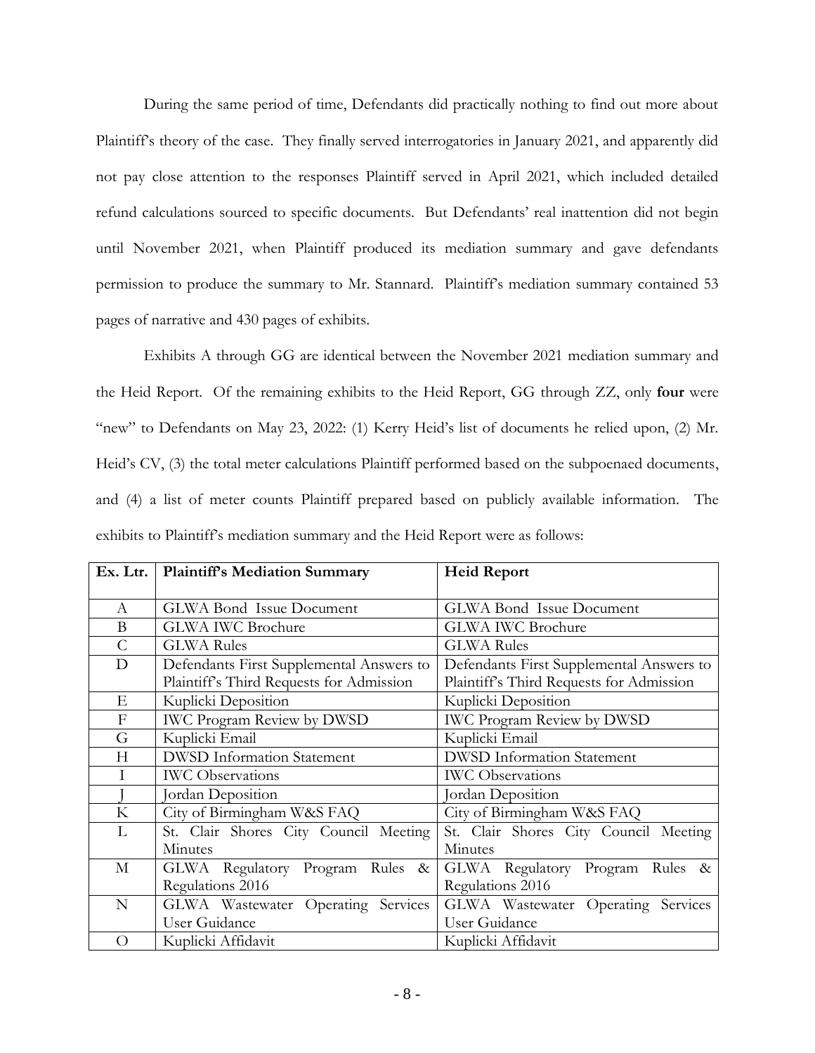During the same period of time, Defendants did practically nothing to find out more about Plaintiff's theory of the case. They finally served interrogatories in January 2021, and apparently did not pay close attention to the responses Plaintiff served in April 2021, which included detailed refund calculations sourced to specific documents. But Defendants' real inattention did not begin until November 2021, when Plaintiff produced its mediation summary and gave defendants permission to produce the summary to Mr. Stannard. Plaintiff's mediation summary contained 53 pages of narrative and 430 pages of exhibits.

Exhibits A through GG are identical between the November 2021 mediation summary and the Heid Report. Of the remaining exhibits to the Heid Report, GG through ZZ, only **four** were "new" to Defendants on May 23, 2022: (1) Kerry Heid's list of documents he relied upon, (2) Mr. Heid's CV, (3) the total meter calculations Plaintiff performed based on the subpoenaed documents, and (4) a list of meter counts Plaintiff prepared based on publicly available information. The exhibits to Plaintiff's mediation summary and the Heid Report were as follows:

| Ex. Ltr. | Plaintiff's Mediation Summary | Heid Report |
|---|---|---|
| A | GLWA Bond Issue Document | GLWA Bond Issue Document |
| B | GLWA IWC Brochure | GLWA IWC Brochure |
| C | GLWA Rules | GLWA Rules |
| D | Defendants First Supplemental Answers to Plaintiff's Third Requests for Admission | Defendants First Supplemental Answers to Plaintiff's Third Requests for Admission |
| E | Kuplicki Deposition | Kuplicki Deposition |
| F | IWC Program Review by DWSD | IWC Program Review by DWSD |
| G | Kuplicki Email | Kuplicki Email |
| H | DWSD Information Statement | DWSD Information Statement |
| I | IWC Observations | IWC Observations |
| J | Jordan Deposition | Jordan Deposition |
| K | City of Birmingham W&S FAQ | City of Birmingham W&S FAQ |
| L | St. Clair Shores City Council Meeting Minutes | St. Clair Shores City Council Meeting Minutes |
| M | GLWA Regulatory Program Rules & Regulations 2016 | GLWA Regulatory Program Rules & Regulations 2016 |
| N | GLWA Wastewater Operating Services User Guidance | GLWA Wastewater Operating Services User Guidance |
| O | Kuplicki Affidavit | Kuplicki Affidavit |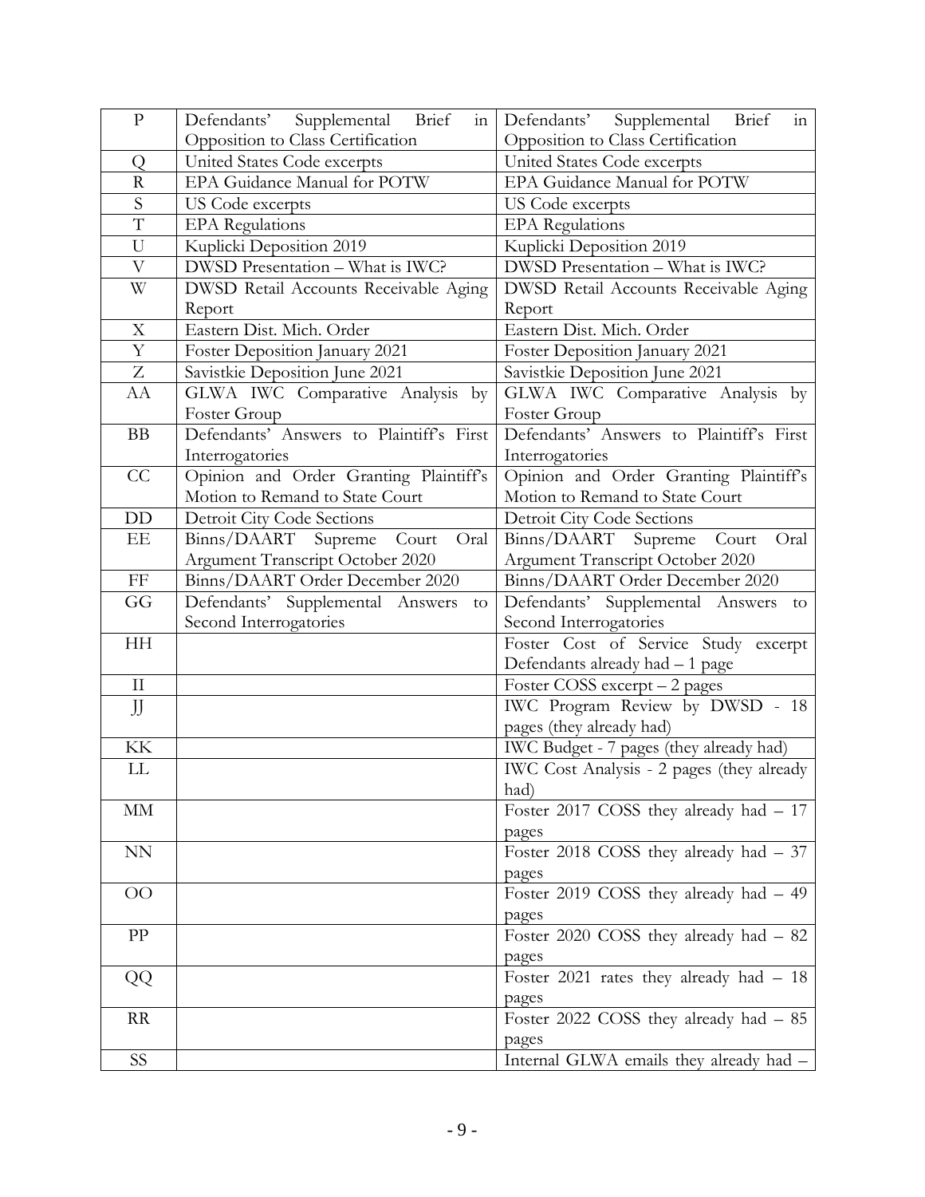| P | Defendants' Supplemental Brief in Opposition to Class Certification | Defendants' Supplemental Brief in Opposition to Class Certification |
|---|---|---|
| Q | United States Code excerpts | United States Code excerpts |
| R | EPA Guidance Manual for POTW | EPA Guidance Manual for POTW |
| S | US Code excerpts | US Code excerpts |
| T | EPA Regulations | EPA Regulations |
| U | Kuplicki Deposition 2019 | Kuplicki Deposition 2019 |
| V | DWSD Presentation – What is IWC? | DWSD Presentation – What is IWC? |
| W | DWSD Retail Accounts Receivable Aging Report | DWSD Retail Accounts Receivable Aging Report |
| X | Eastern Dist. Mich. Order | Eastern Dist. Mich. Order |
| Y | Foster Deposition January 2021 | Foster Deposition January 2021 |
| Z | Savistkie Deposition June 2021 | Savistkie Deposition June 2021 |
| AA | GLWA IWC Comparative Analysis by Foster Group | GLWA IWC Comparative Analysis by Foster Group |
| BB | Defendants' Answers to Plaintiff's First Interrogatories | Defendants' Answers to Plaintiff's First Interrogatories |
| CC | Opinion and Order Granting Plaintiff's Motion to Remand to State Court | Opinion and Order Granting Plaintiff's Motion to Remand to State Court |
| DD | Detroit City Code Sections | Detroit City Code Sections |
| EE | Binns/DAART Supreme Court Oral Argument Transcript October 2020 | Binns/DAART Supreme Court Oral Argument Transcript October 2020 |
| FF | Binns/DAART Order December 2020 | Binns/DAART Order December 2020 |
| GG | Defendants' Supplemental Answers to Second Interrogatories | Defendants' Supplemental Answers to Second Interrogatories |
| HH | | Foster Cost of Service Study excerpt Defendants already had – 1 page |
| II | | Foster COSS excerpt – 2 pages |
| JJ | | IWC Program Review by DWSD - 18 pages (they already had) |
| KK | | IWC Budget - 7 pages (they already had) |
| LL | | IWC Cost Analysis - 2 pages (they already had) |
| MM | | Foster 2017 COSS they already had – 17 pages |
| NN | | Foster 2018 COSS they already had – 37 pages |
| OO | | Foster 2019 COSS they already had – 49 pages |
| PP | | Foster 2020 COSS they already had – 82 pages |
| QQ | | Foster 2021 rates they already had – 18 pages |
| RR | | Foster 2022 COSS they already had – 85 pages |
| SS | | Internal GLWA emails they already had – |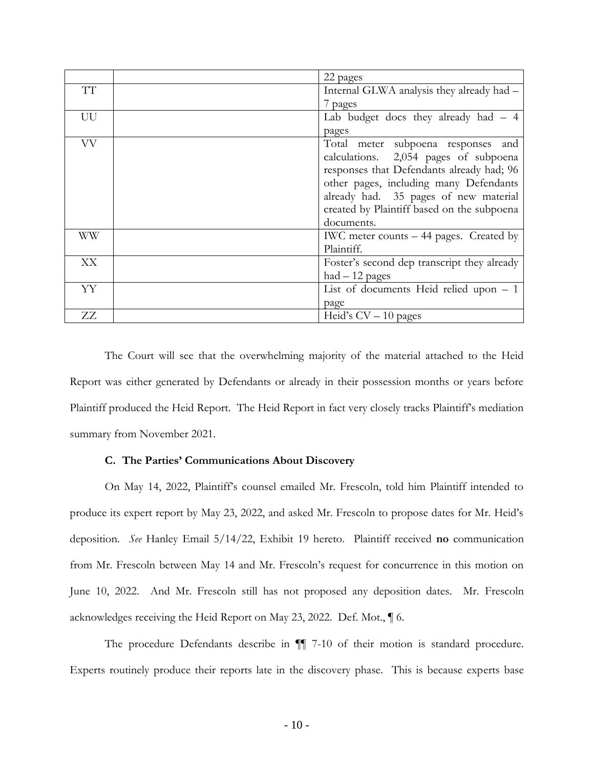| | | |
|---|---|---|
| | | 22 pages |
| TT | | Internal GLWA analysis they already had – 7 pages |
| UU | | Lab budget docs they already had – 4 pages |
| VV | | Total meter subpoena responses and calculations. 2,054 pages of subpoena responses that Defendants already had; 96 other pages, including many Defendants already had. 35 pages of new material created by Plaintiff based on the subpoena documents. |
| WW | | IWC meter counts – 44 pages. Created by Plaintiff. |
| XX | | Foster's second dep transcript they already had – 12 pages |
| YY | | List of documents Heid relied upon – 1 page |
| ZZ | | Heid's CV – 10 pages |

The Court will see that the overwhelming majority of the material attached to the Heid Report was either generated by Defendants or already in their possession months or years before Plaintiff produced the Heid Report. The Heid Report in fact very closely tracks Plaintiff's mediation summary from November 2021.

### C. The Parties' Communications About Discovery

On May 14, 2022, Plaintiff's counsel emailed Mr. Frescoln, told him Plaintiff intended to produce its expert report by May 23, 2022, and asked Mr. Frescoln to propose dates for Mr. Heid's deposition. *See* Hanley Email 5/14/22, Exhibit 19 hereto. Plaintiff received **no** communication from Mr. Frescoln between May 14 and Mr. Frescoln's request for concurrence in this motion on June 10, 2022. And Mr. Frescoln still has not proposed any deposition dates. Mr. Frescoln acknowledges receiving the Heid Report on May 23, 2022. Def. Mot., ¶ 6.

The procedure Defendants describe in ¶¶ 7-10 of their motion is standard procedure. Experts routinely produce their reports late in the discovery phase. This is because experts base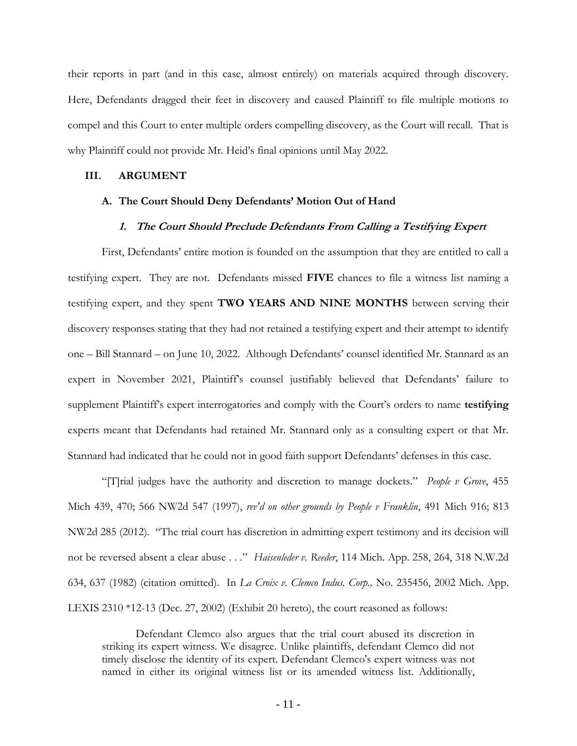their reports in part (and in this case, almost entirely) on materials acquired through discovery. Here, Defendants dragged their feet in discovery and caused Plaintiff to file multiple motions to compel and this Court to enter multiple orders compelling discovery, as the Court will recall. That is why Plaintiff could not provide Mr. Heid's final opinions until May 2022.

## III. ARGUMENT

### A. The Court Should Deny Defendants' Motion Out of Hand

#### *1. The Court Should Preclude Defendants From Calling a Testifying Expert*

First, Defendants' entire motion is founded on the assumption that they are entitled to call a testifying expert. They are not. Defendants missed **FIVE** chances to file a witness list naming a testifying expert, and they spent **TWO YEARS AND NINE MONTHS** between serving their discovery responses stating that they had not retained a testifying expert and their attempt to identify one – Bill Stannard – on June 10, 2022. Although Defendants' counsel identified Mr. Stannard as an expert in November 2021, Plaintiff's counsel justifiably believed that Defendants' failure to supplement Plaintiff's expert interrogatories and comply with the Court's orders to name **testifying** experts meant that Defendants had retained Mr. Stannard only as a consulting expert or that Mr. Stannard had indicated that he could not in good faith support Defendants' defenses in this case.

"[T]rial judges have the authority and discretion to manage dockets." *People v Grove*, 455 Mich 439, 470; 566 NW2d 547 (1997), *rev'd on other grounds by People v Franklin*, 491 Mich 916; 813 NW2d 285 (2012). "The trial court has discretion in admitting expert testimony and its decision will not be reversed absent a clear abuse . . ." *Haisenleder v. Reeder*, 114 Mich. App. 258, 264, 318 N.W.2d 634, 637 (1982) (citation omitted). In *La Croix v. Clemco Indus. Corp.,* No. 235456, 2002 Mich. App. LEXIS 2310 *12-13 (Dec. 27, 2002) (Exhibit 20 hereto), the court reasoned as follows:

> Defendant Clemco also argues that the trial court abused its discretion in striking its expert witness. We disagree. Unlike plaintiffs, defendant Clemco did not timely disclose the identity of its expert. Defendant Clemco's expert witness was not named in either its original witness list or its amended witness list. Additionally,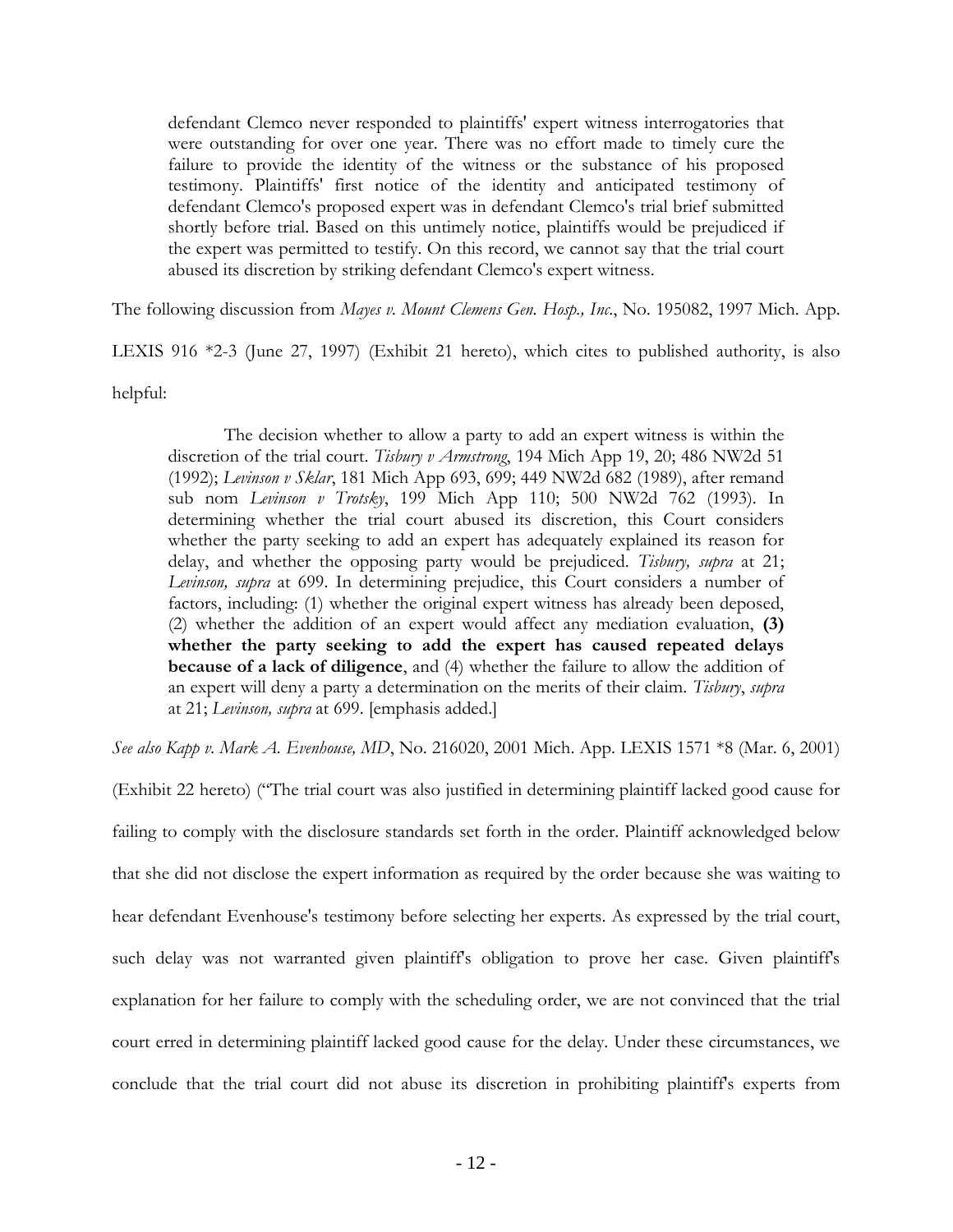> defendant Clemco never responded to plaintiffs' expert witness interrogatories that were outstanding for over one year. There was no effort made to timely cure the failure to provide the identity of the witness or the substance of his proposed testimony. Plaintiffs' first notice of the identity and anticipated testimony of defendant Clemco's proposed expert was in defendant Clemco's trial brief submitted shortly before trial. Based on this untimely notice, plaintiffs would be prejudiced if the expert was permitted to testify. On this record, we cannot say that the trial court abused its discretion by striking defendant Clemco's expert witness.

The following discussion from *Mayes v. Mount Clemens Gen. Hosp., Inc.*, No. 195082, 1997 Mich. App. LEXIS 916 *2-3 (June 27, 1997) (Exhibit 21 hereto), which cites to published authority, is also helpful:

> The decision whether to allow a party to add an expert witness is within the discretion of the trial court. *Tisbury v Armstrong*, 194 Mich App 19, 20; 486 NW2d 51 (1992); *Levinson v Sklar*, 181 Mich App 693, 699; 449 NW2d 682 (1989), after remand sub nom *Levinson v Trotsky*, 199 Mich App 110; 500 NW2d 762 (1993). In determining whether the trial court abused its discretion, this Court considers whether the party seeking to add an expert has adequately explained its reason for delay, and whether the opposing party would be prejudiced. *Tisbury, supra* at 21; *Levinson, supra* at 699. In determining prejudice, this Court considers a number of factors, including: (1) whether the original expert witness has already been deposed, (2) whether the addition of an expert would affect any mediation evaluation, **(3) whether the party seeking to add the expert has caused repeated delays because of a lack of diligence**, and (4) whether the failure to allow the addition of an expert will deny a party a determination on the merits of their claim. *Tisbury*, *supra* at 21; *Levinson, supra* at 699. [emphasis added.]

*See also Kapp v. Mark A. Evenhouse, MD*, No. 216020, 2001 Mich. App. LEXIS 1571 *8 (Mar. 6, 2001) (Exhibit 22 hereto) ("The trial court was also justified in determining plaintiff lacked good cause for failing to comply with the disclosure standards set forth in the order. Plaintiff acknowledged below that she did not disclose the expert information as required by the order because she was waiting to hear defendant Evenhouse's testimony before selecting her experts. As expressed by the trial court, such delay was not warranted given plaintiff's obligation to prove her case. Given plaintiff's explanation for her failure to comply with the scheduling order, we are not convinced that the trial court erred in determining plaintiff lacked good cause for the delay. Under these circumstances, we conclude that the trial court did not abuse its discretion in prohibiting plaintiff's experts from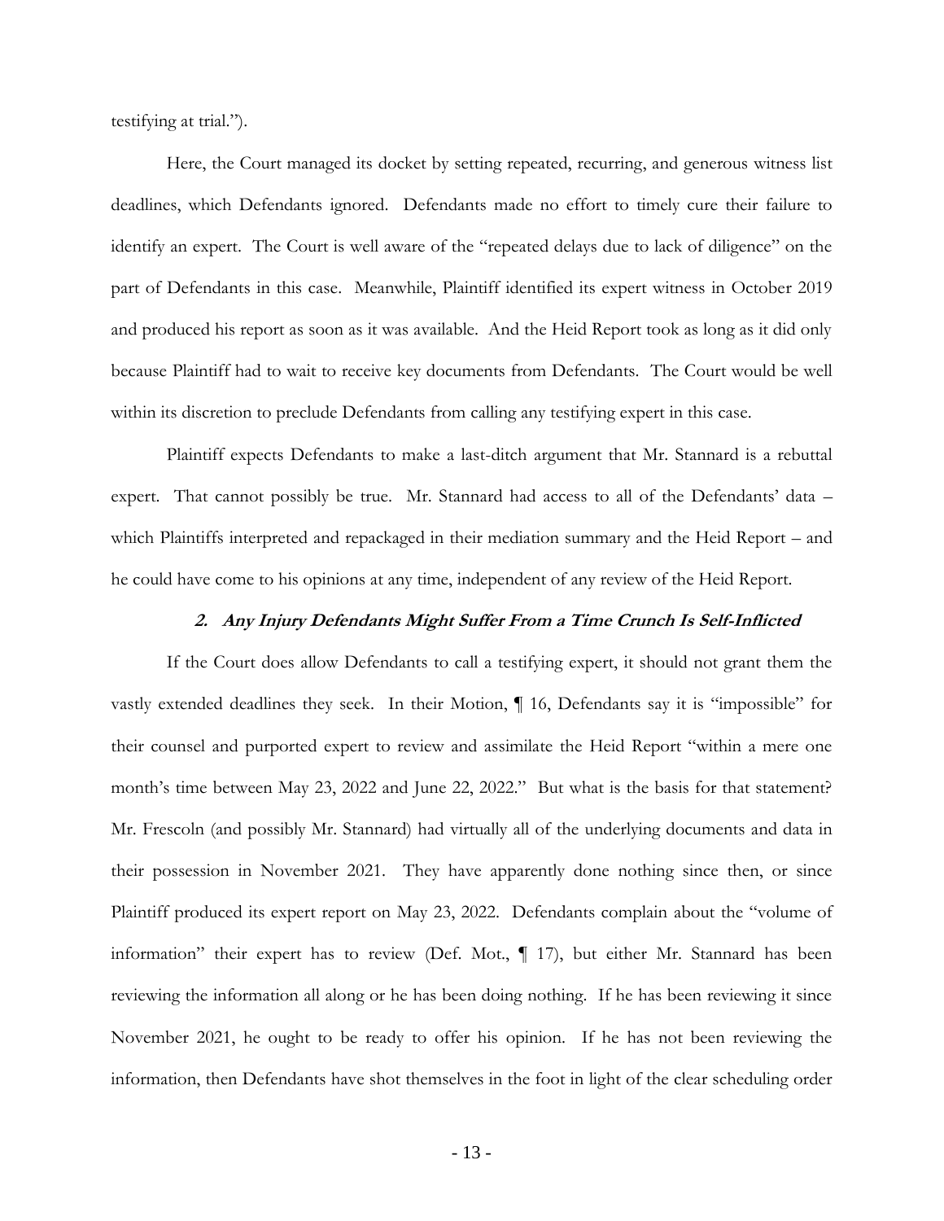testifying at trial.").

Here, the Court managed its docket by setting repeated, recurring, and generous witness list deadlines, which Defendants ignored. Defendants made no effort to timely cure their failure to identify an expert. The Court is well aware of the "repeated delays due to lack of diligence" on the part of Defendants in this case. Meanwhile, Plaintiff identified its expert witness in October 2019 and produced his report as soon as it was available. And the Heid Report took as long as it did only because Plaintiff had to wait to receive key documents from Defendants. The Court would be well within its discretion to preclude Defendants from calling any testifying expert in this case.

Plaintiff expects Defendants to make a last-ditch argument that Mr. Stannard is a rebuttal expert. That cannot possibly be true. Mr. Stannard had access to all of the Defendants' data – which Plaintiffs interpreted and repackaged in their mediation summary and the Heid Report – and he could have come to his opinions at any time, independent of any review of the Heid Report.

#### ***2. Any Injury Defendants Might Suffer From a Time Crunch Is Self-Inflicted***

If the Court does allow Defendants to call a testifying expert, it should not grant them the vastly extended deadlines they seek. In their Motion, ¶ 16, Defendants say it is "impossible" for their counsel and purported expert to review and assimilate the Heid Report "within a mere one month's time between May 23, 2022 and June 22, 2022." But what is the basis for that statement? Mr. Frescoln (and possibly Mr. Stannard) had virtually all of the underlying documents and data in their possession in November 2021. They have apparently done nothing since then, or since Plaintiff produced its expert report on May 23, 2022. Defendants complain about the "volume of information" their expert has to review (Def. Mot., ¶ 17), but either Mr. Stannard has been reviewing the information all along or he has been doing nothing. If he has been reviewing it since November 2021, he ought to be ready to offer his opinion. If he has not been reviewing the information, then Defendants have shot themselves in the foot in light of the clear scheduling order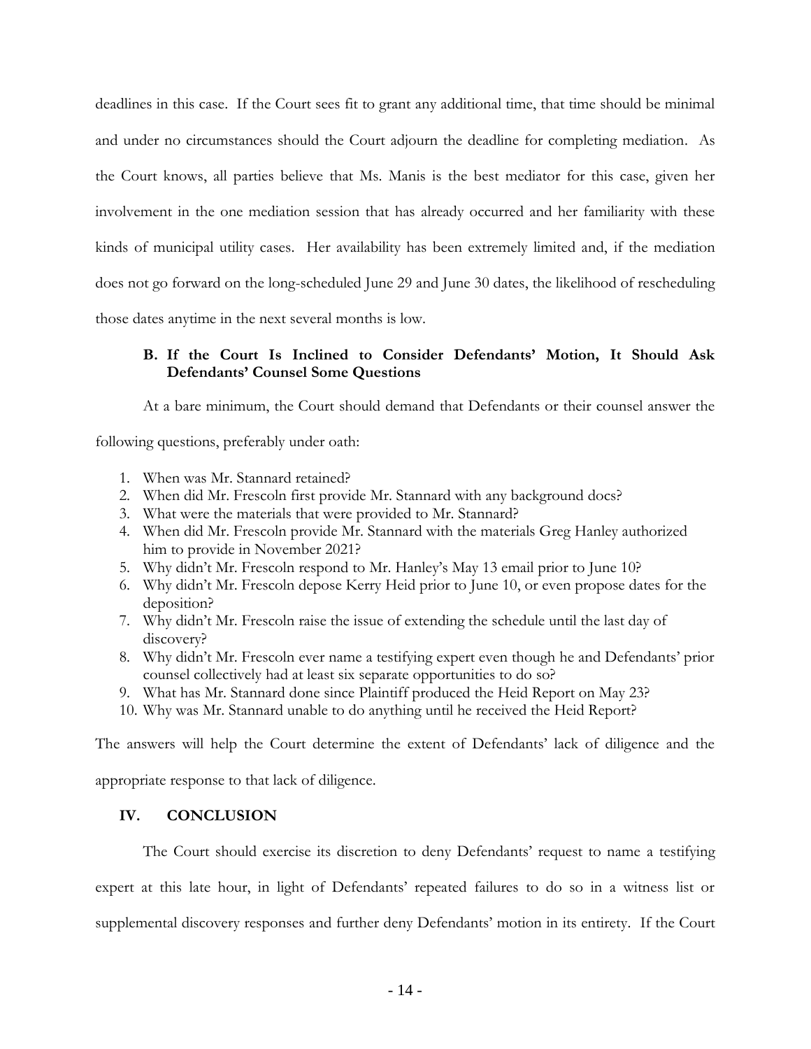deadlines in this case. If the Court sees fit to grant any additional time, that time should be minimal and under no circumstances should the Court adjourn the deadline for completing mediation. As the Court knows, all parties believe that Ms. Manis is the best mediator for this case, given her involvement in the one mediation session that has already occurred and her familiarity with these kinds of municipal utility cases. Her availability has been extremely limited and, if the mediation does not go forward on the long-scheduled June 29 and June 30 dates, the likelihood of rescheduling those dates anytime in the next several months is low.

### B. If the Court Is Inclined to Consider Defendants' Motion, It Should Ask Defendants' Counsel Some Questions

At a bare minimum, the Court should demand that Defendants or their counsel answer the following questions, preferably under oath:

1. When was Mr. Stannard retained?
2. When did Mr. Frescoln first provide Mr. Stannard with any background docs?
3. What were the materials that were provided to Mr. Stannard?
4. When did Mr. Frescoln provide Mr. Stannard with the materials Greg Hanley authorized him to provide in November 2021?
5. Why didn't Mr. Frescoln respond to Mr. Hanley's May 13 email prior to June 10?
6. Why didn't Mr. Frescoln depose Kerry Heid prior to June 10, or even propose dates for the deposition?
7. Why didn't Mr. Frescoln raise the issue of extending the schedule until the last day of discovery?
8. Why didn't Mr. Frescoln ever name a testifying expert even though he and Defendants' prior counsel collectively had at least six separate opportunities to do so?
9. What has Mr. Stannard done since Plaintiff produced the Heid Report on May 23?
10. Why was Mr. Stannard unable to do anything until he received the Heid Report?

The answers will help the Court determine the extent of Defendants' lack of diligence and the appropriate response to that lack of diligence.

## IV. CONCLUSION

The Court should exercise its discretion to deny Defendants' request to name a testifying expert at this late hour, in light of Defendants' repeated failures to do so in a witness list or supplemental discovery responses and further deny Defendants' motion in its entirety. If the Court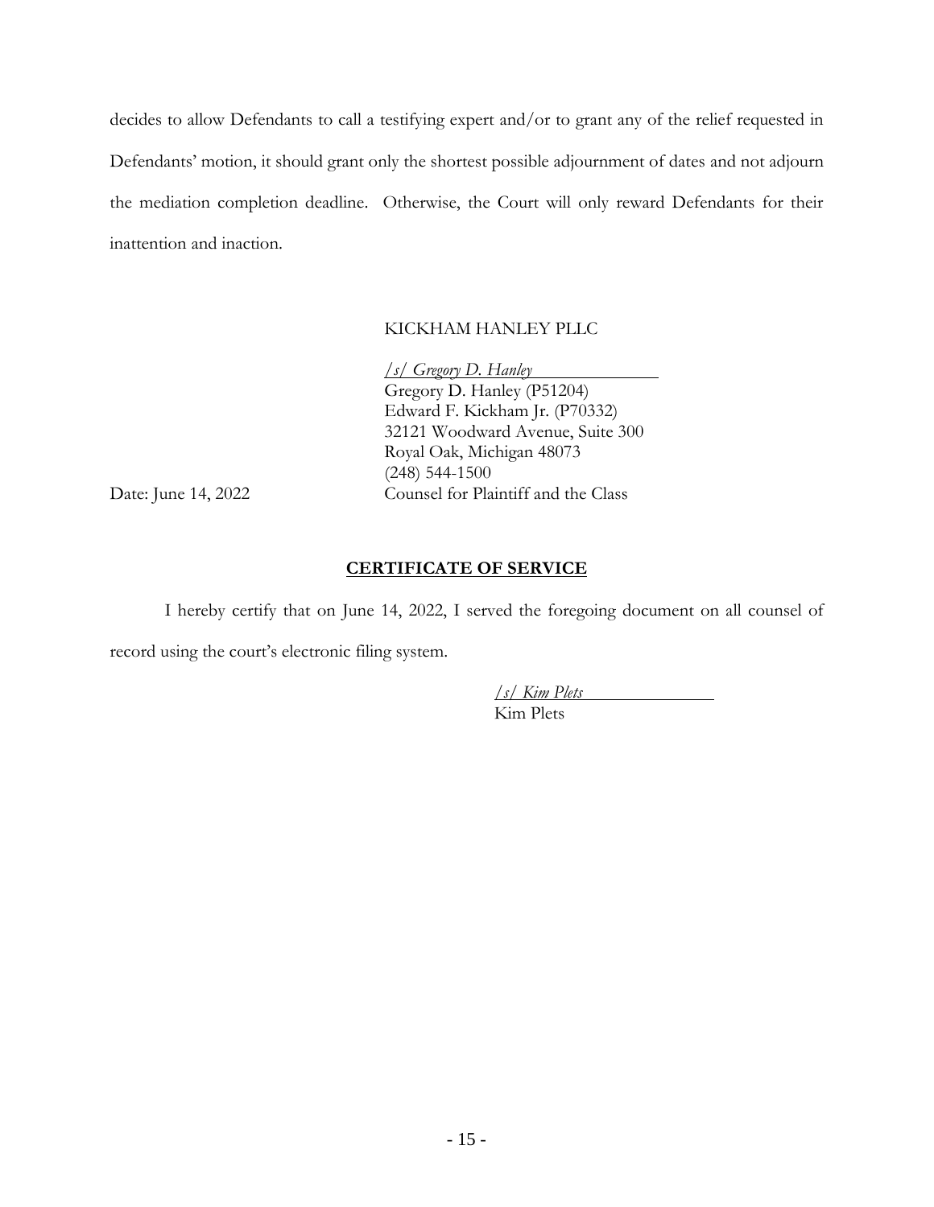decides to allow Defendants to call a testifying expert and/or to grant any of the relief requested in Defendants' motion, it should grant only the shortest possible adjournment of dates and not adjourn the mediation completion deadline. Otherwise, the Court will only reward Defendants for their inattention and inaction.

KICKHAM HANLEY PLLC

*/s/ Gregory D. Hanley*
Gregory D. Hanley (P51204)
Edward F. Kickham Jr. (P70332)
32121 Woodward Avenue, Suite 300
Royal Oak, Michigan 48073
(248) 544-1500
Counsel for Plaintiff and the Class

Date: June 14, 2022

**CERTIFICATE OF SERVICE**

I hereby certify that on June 14, 2022, I served the foregoing document on all counsel of record using the court's electronic filing system.

*/s/ Kim Plets*
Kim Plets